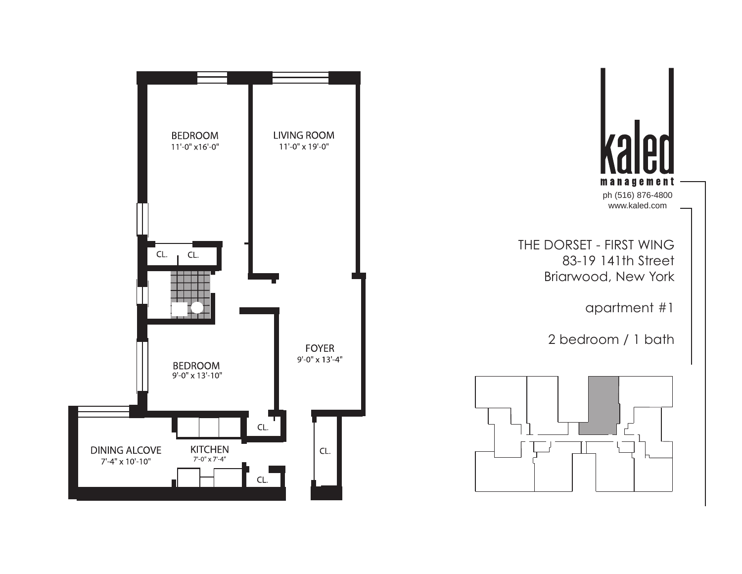BEDROOM
11'-0" x16'-0"

LIVING ROOM
11'-0" x 19'-0"

CL. CL.

FOYER
9'-0" x 13'-4"

BEDROOM
9'-0" x 13'-10"

CL.

DINING ALCOVE
7'-4" x 10'-10"

KITCHEN
7'-0" x 7'-4"

CL.

CL.

kaled
management

ph (516) 876-4800
www.kaled.com

THE DORSET - FIRST WING
83-19 141th Street
Briarwood, New York

apartment #1

2 bedroom / 1 bath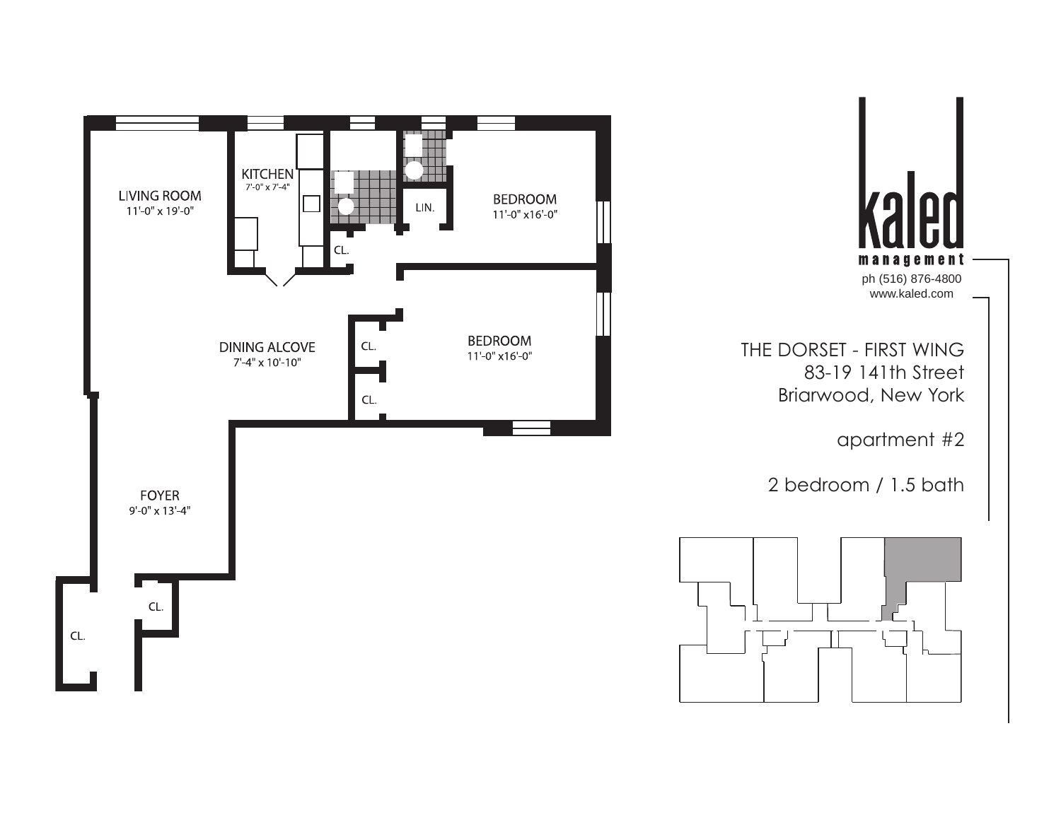LIVING ROOM
11'-0" x 19'-0"

KITCHEN
7'-0" x 7'-4"

CL.

LIN.

BEDROOM
11'-0" x16'-0"

DINING ALCOVE
7'-4" x 10'-10"

CL.

CL.

BEDROOM
11'-0" x16'-0"

FOYER
9'-0" x 13'-4"

CL.

CL.

kaled
management
ph (516) 876-4800
www.kaled.com

THE DORSET - FIRST WING
83-19 141th Street
Briarwood, New York

apartment #2

2 bedroom / 1.5 bath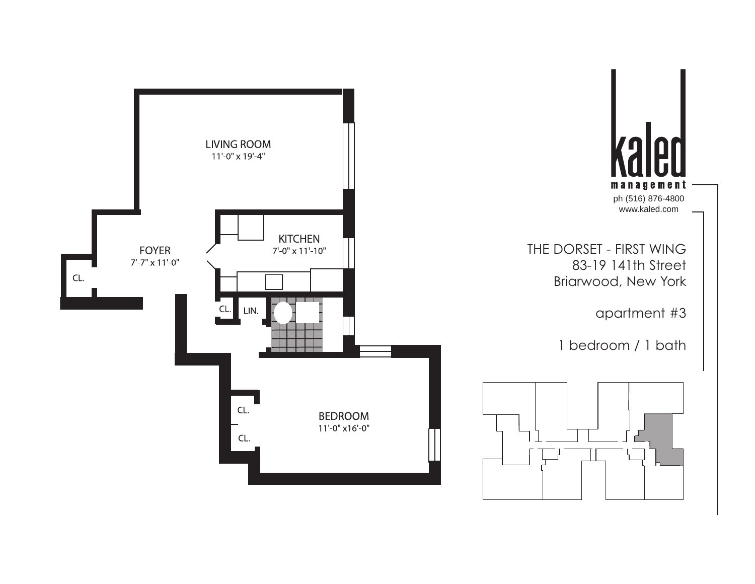LIVING ROOM
11'-0" x 19'-4"

FOYER
7'-7" x 11'-0"

CL.

KITCHEN
7'-0" x 11'-10"

CL.

LIN.

CL.

CL.

BEDROOM
11'-0" x16'-0"

kaled

management

ph (516) 876-4800
www.kaled.com

THE DORSET - FIRST WING
83-19 141th Street
Briarwood, New York

apartment #3

1 bedroom / 1 bath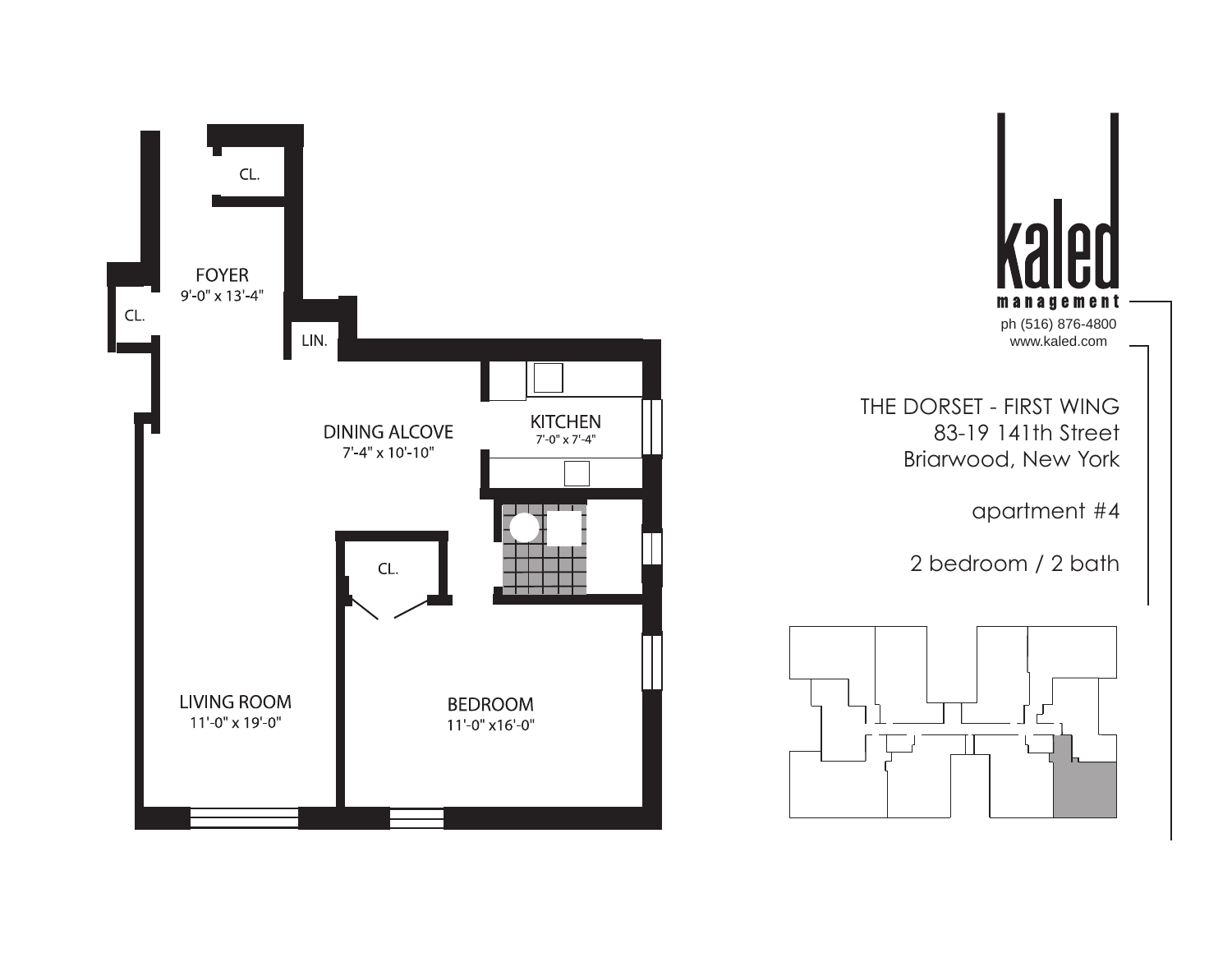FOYER
9'-0" x 13'-4"

CL.

CL.

LIN.

DINING ALCOVE
7'-4" x 10'-10"

KITCHEN
7'-0" x 7'-4"

CL.

LIVING ROOM
11'-0" x 19'-0"

BEDROOM
11'-0" x16'-0"

kaled
management
ph (516) 876-4800
www.kaled.com

THE DORSET - FIRST WING
83-19 141th Street
Briarwood, New York

apartment #4

2 bedroom / 2 bath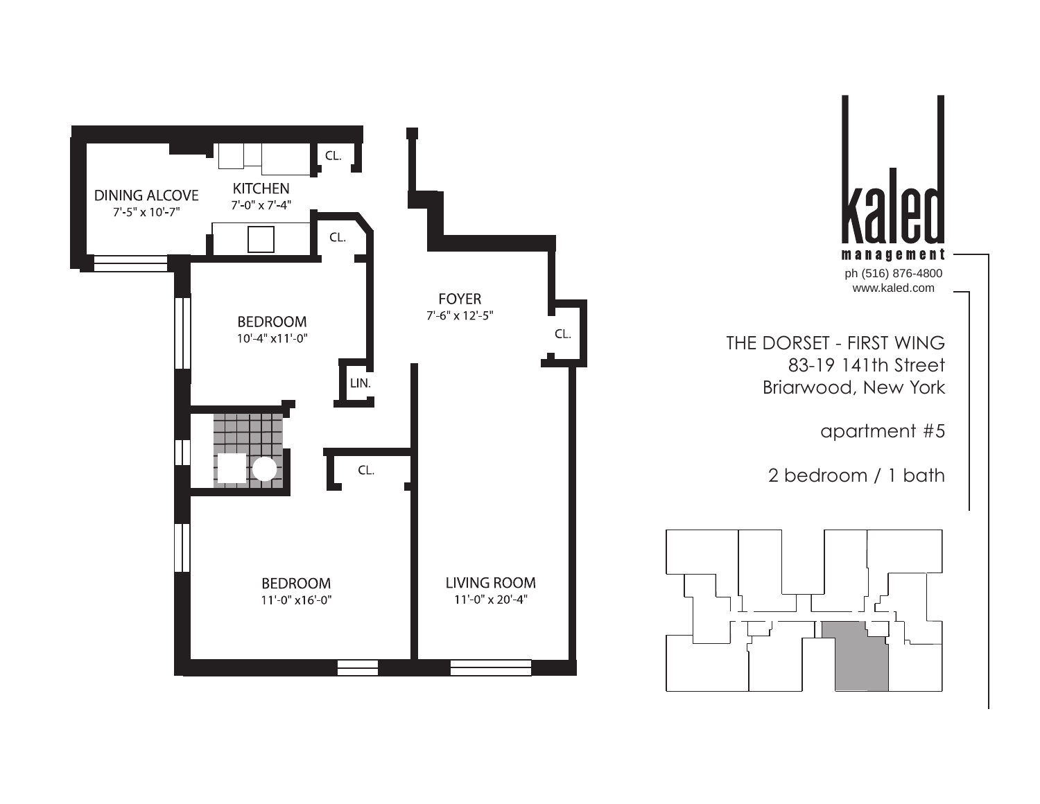DINING ALCOVE
7'-5" x 10'-7"

KITCHEN
7'-0" x 7'-4"

CL.

CL.

FOYER
7'-6" x 12'-5"

CL.

BEDROOM
10'-4" x11'-0"

LIN.

CL.

BEDROOM
11'-0" x16'-0"

LIVING ROOM
11'-0" x 20'-4"

**kaled**
**management**

ph (516) 876-4800
www.kaled.com

THE DORSET - FIRST WING
83-19 141th Street
Briarwood, New York

apartment #5

2 bedroom / 1 bath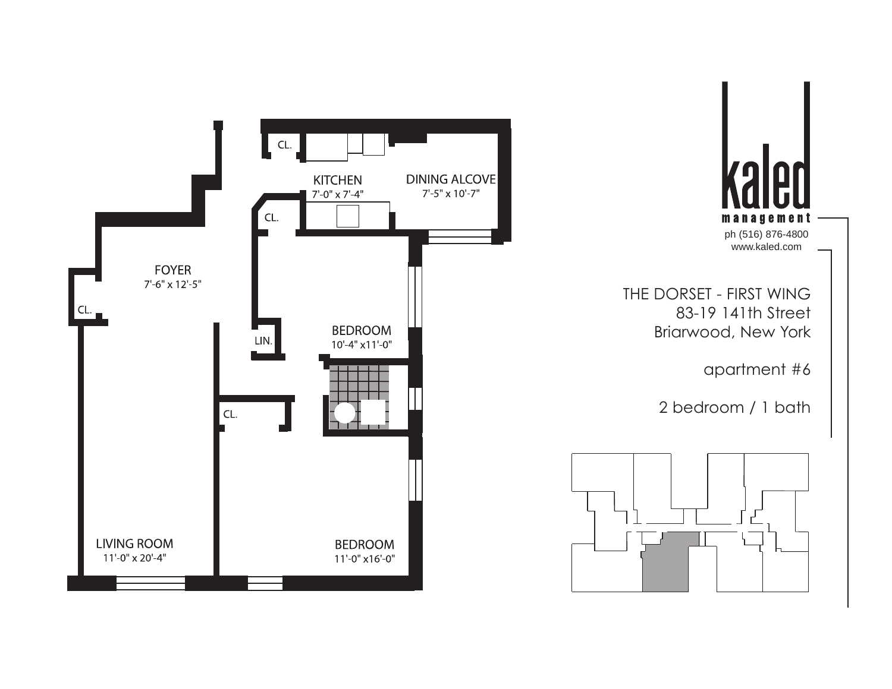FOYER
7'-6" x 12'-5"

CL.

KITCHEN
7'-0" x 7'-4"

DINING ALCOVE
7'-5" x 10'-7"

CL.

CL.

LIN.

BEDROOM
10'-4" x11'-0"

CL.

LIVING ROOM
11'-0" x 20'-4"

BEDROOM
11'-0" x16'-0"

kaled
management
ph (516) 876-4800
www.kaled.com

THE DORSET - FIRST WING
83-19 141th Street
Briarwood, New York

apartment #6

2 bedroom / 1 bath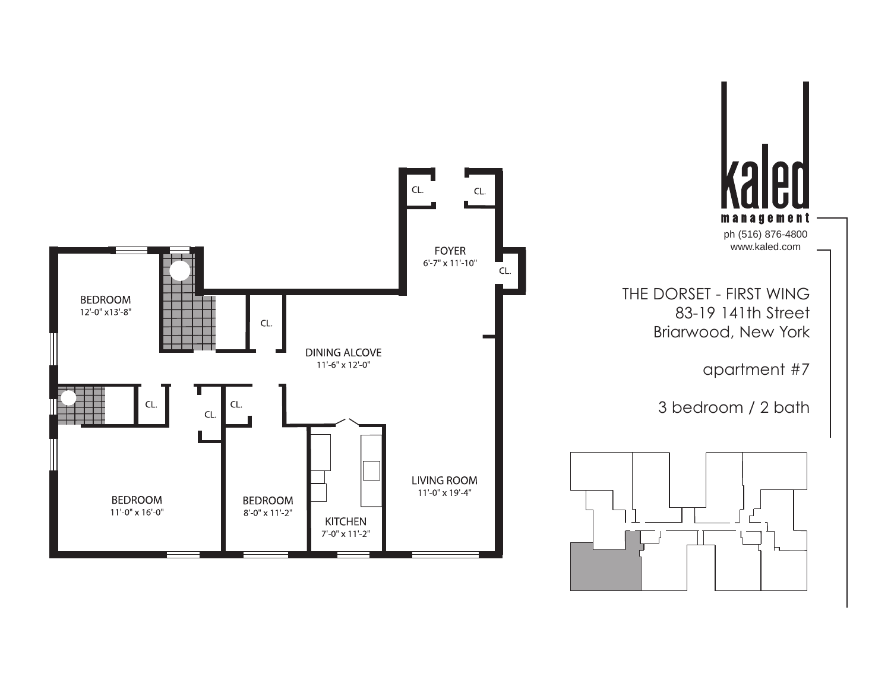kaled management

ph (516) 876-4800
www.kaled.com

THE DORSET - FIRST WING
83-19 141th Street
Briarwood, New York

apartment #7

3 bedroom / 2 bath

CL.

CL.

FOYER
6'-7" x 11'-10"

CL.

BEDROOM
12'-0" x13'-8"

CL.

DINING ALCOVE
11'-6" x 12'-0"

CL.

CL.

CL.

BEDROOM
11'-0" x 16'-0"

BEDROOM
8'-0" x 11'-2"

KITCHEN
7'-0" x 11'-2"

LIVING ROOM
11'-0" x 19'-4"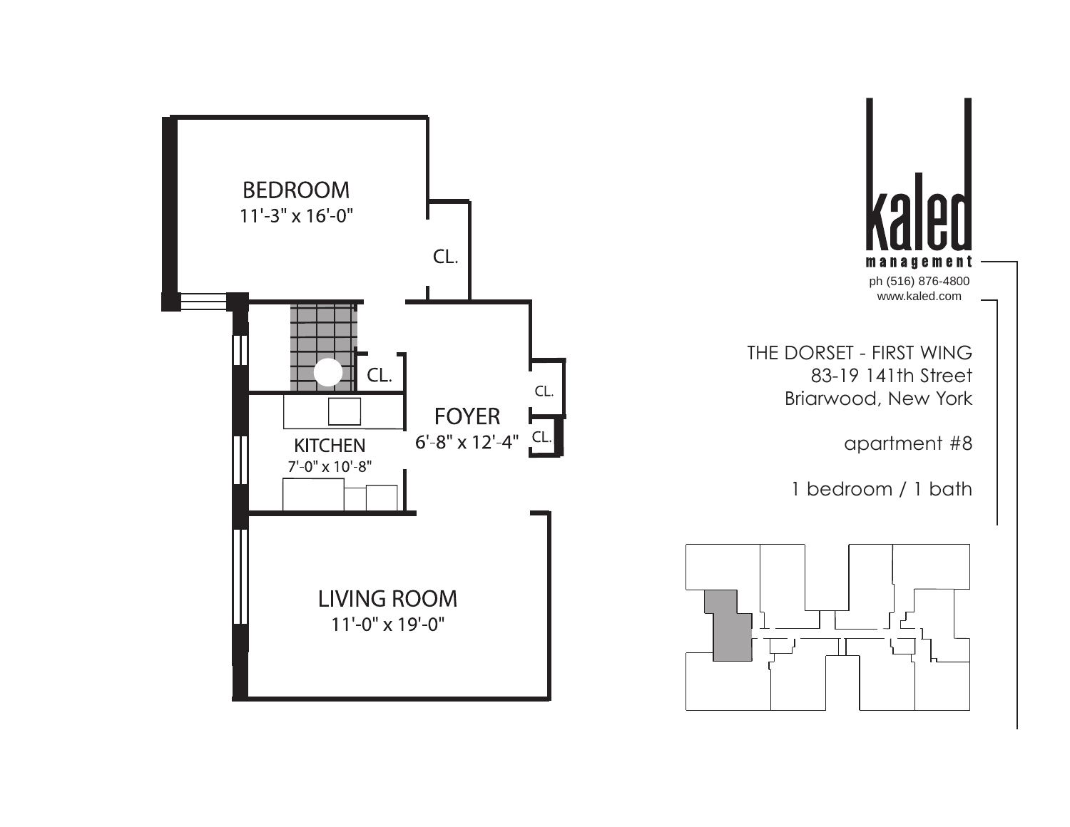BEDROOM
11'-3" x 16'-0"

CL.

CL.

CL.

CL.

FOYER
6'-8" x 12'-4"

KITCHEN
7'-0" x 10'-8"

LIVING ROOM
11'-0" x 19'-0"

kaled
management
ph (516) 876-4800
www.kaled.com

THE DORSET - FIRST WING
83-19 141th Street
Briarwood, New York

apartment #8

1 bedroom / 1 bath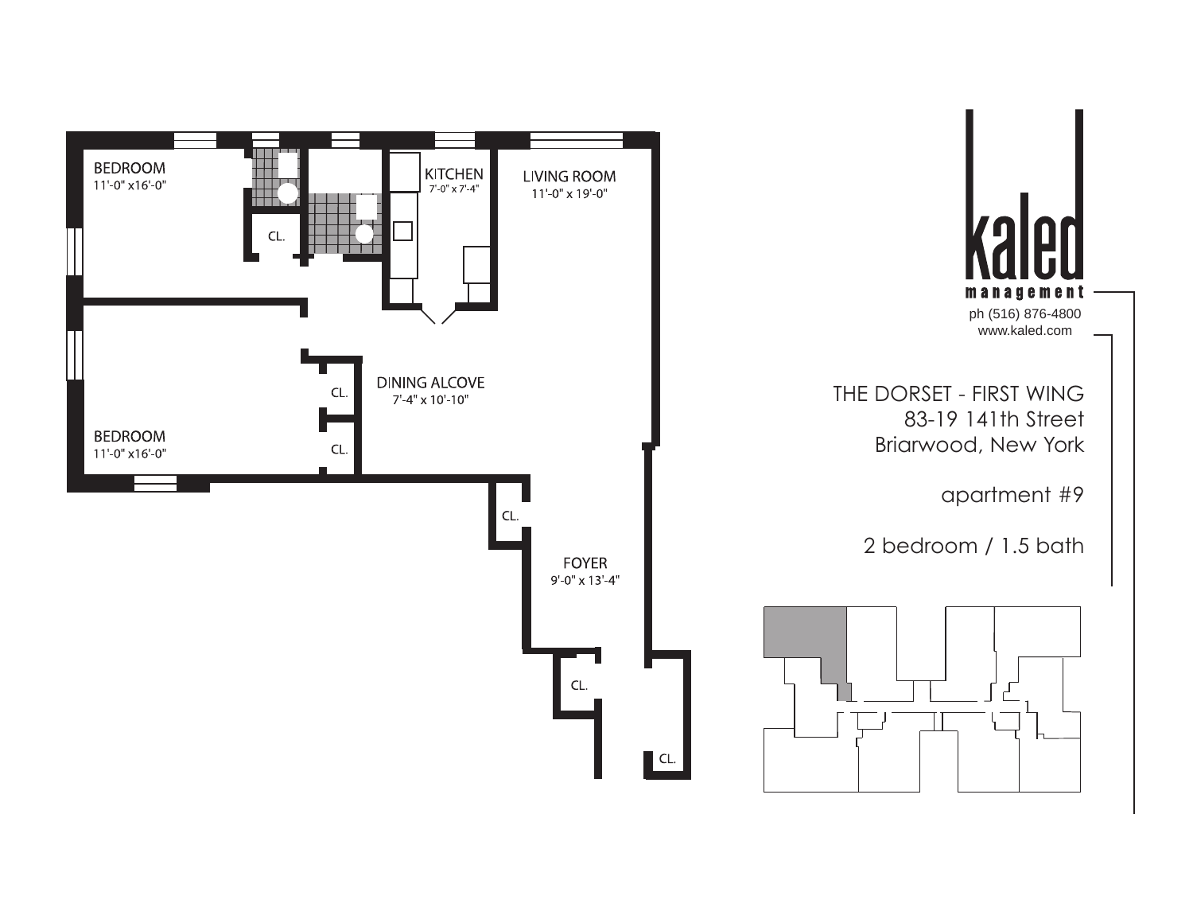BEDROOM
11'-0" x16'-0"

CL.

KITCHEN
7'-0" x 7'-4"

LIVING ROOM
11'-0" x 19'-0"

CL.

DINING ALCOVE
7'-4" x 10'-10"

BEDROOM
11'-0" x16'-0"

CL.

CL.

FOYER
9'-0" x 13'-4"

CL.

CL.

**kaled**
**management**

ph (516) 876-4800
www.kaled.com

THE DORSET - FIRST WING
83-19 141th Street
Briarwood, New York

apartment #9

2 bedroom / 1.5 bath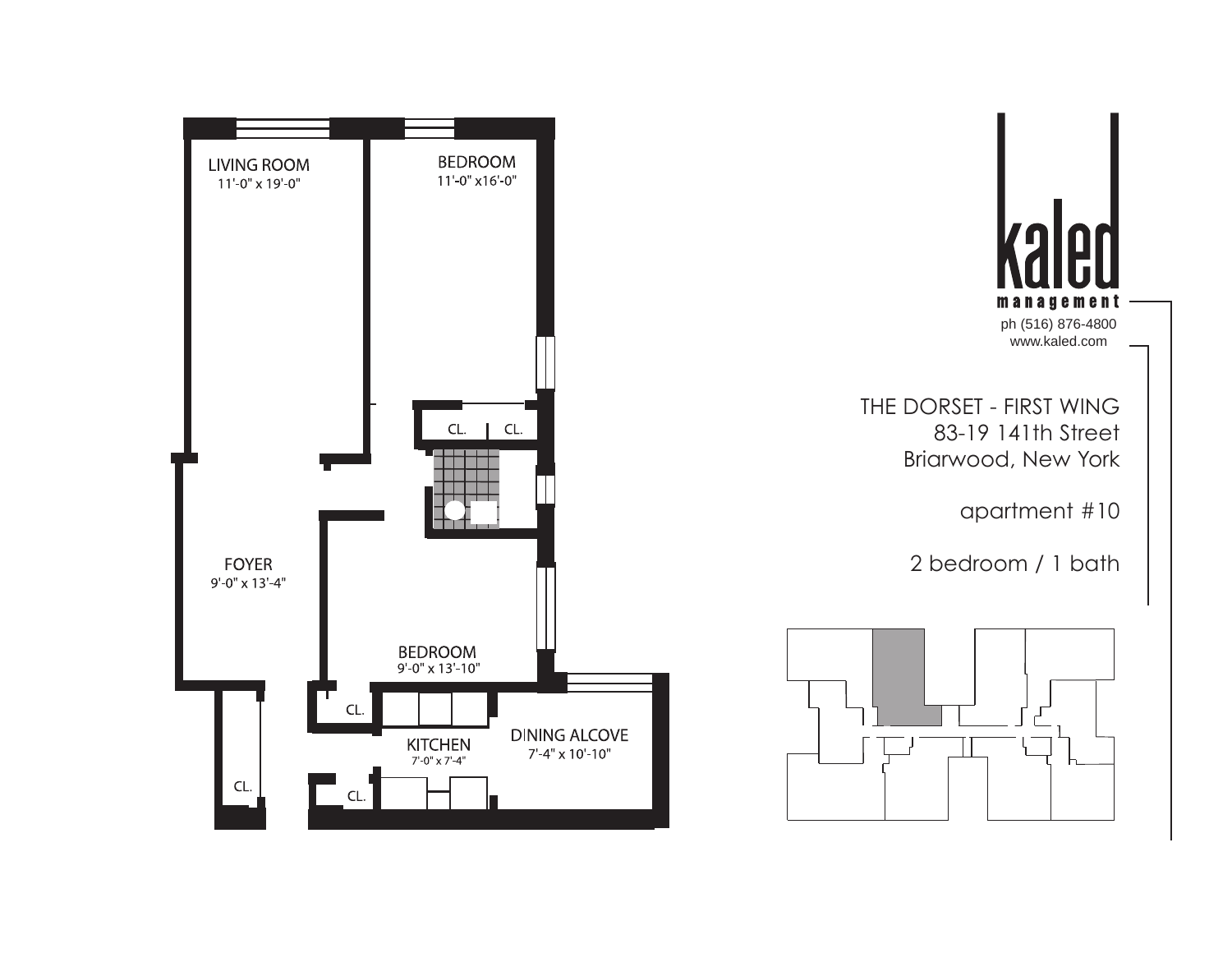LIVING ROOM
11'-0" x 19'-0"

BEDROOM
11'-0" x16'-0"

CL. CL.

FOYER
9'-0" x 13'-4"

BEDROOM
9'-0" x 13'-10"

CL.

KITCHEN
7'-0" x 7'-4"

DINING ALCOVE
7'-4" x 10'-10"

CL.

CL.

kaled
management
ph (516) 876-4800
www.kaled.com

THE DORSET - FIRST WING
83-19 141th Street
Briarwood, New York

apartment #10

2 bedroom / 1 bath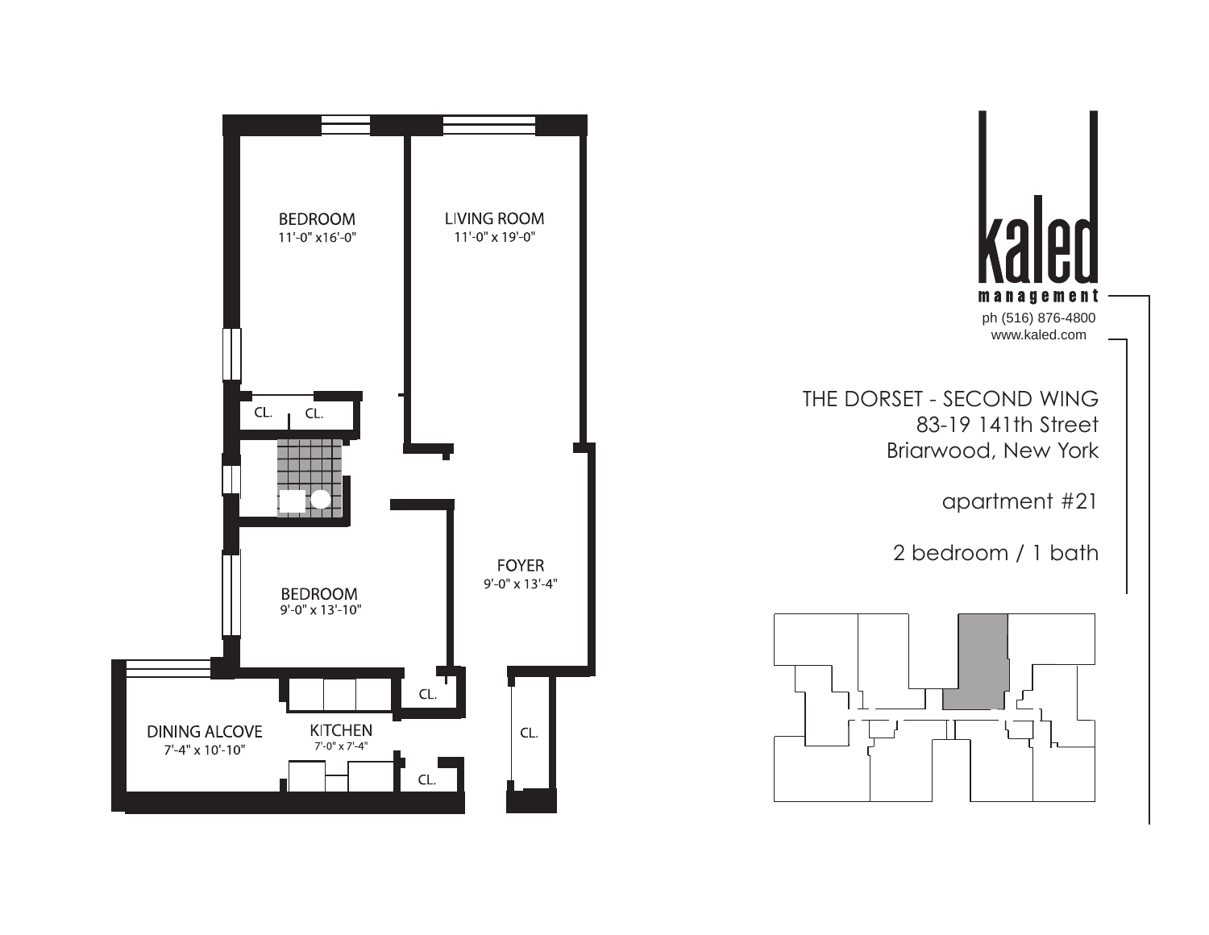BEDROOM
11'-0" x16'-0"

LIVING ROOM
11'-0" x 19'-0"

CL. CL.

FOYER
9'-0" x 13'-4"

BEDROOM
9'-0" x 13'-10"

CL.

DINING ALCOVE
7'-4" x 10'-10"

KITCHEN
7'-0" x 7'-4"

CL.

CL.

kaled
management
ph (516) 876-4800
www.kaled.com

THE DORSET - SECOND WING
83-19 141th Street
Briarwood, New York

apartment #21

2 bedroom / 1 bath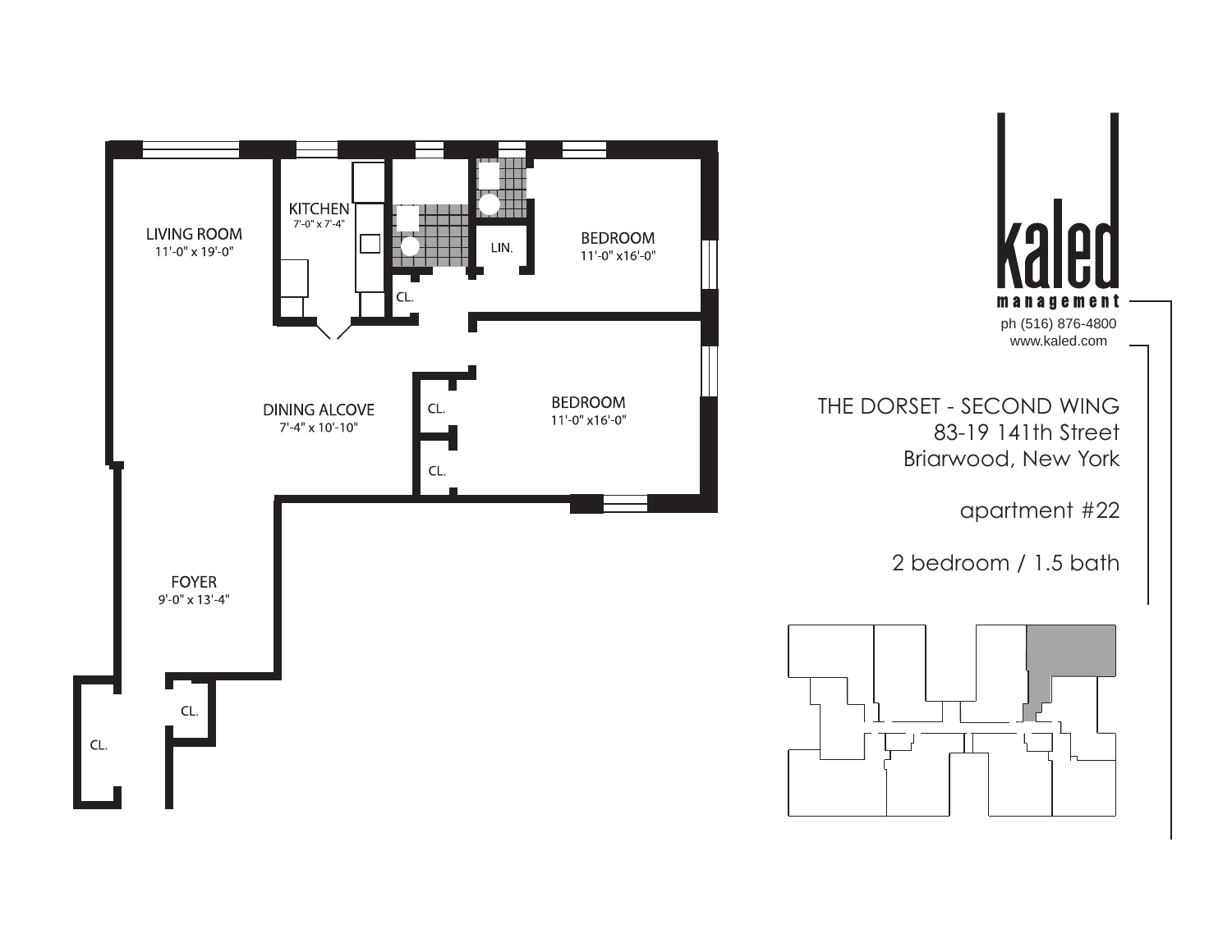LIVING ROOM
11'-0" x 19'-0"

KITCHEN
7'-0" x 7'-4"

BEDROOM
11'-0" x16'-0"

LIN.

CL.

DINING ALCOVE
7'-4" x 10'-10"

CL.

BEDROOM
11'-0" x16'-0"

CL.

FOYER
9'-0" x 13'-4"

CL.

CL.

kaled
management
ph (516) 876-4800
www.kaled.com

THE DORSET - SECOND WING
83-19 141th Street
Briarwood, New York

apartment #22

2 bedroom / 1.5 bath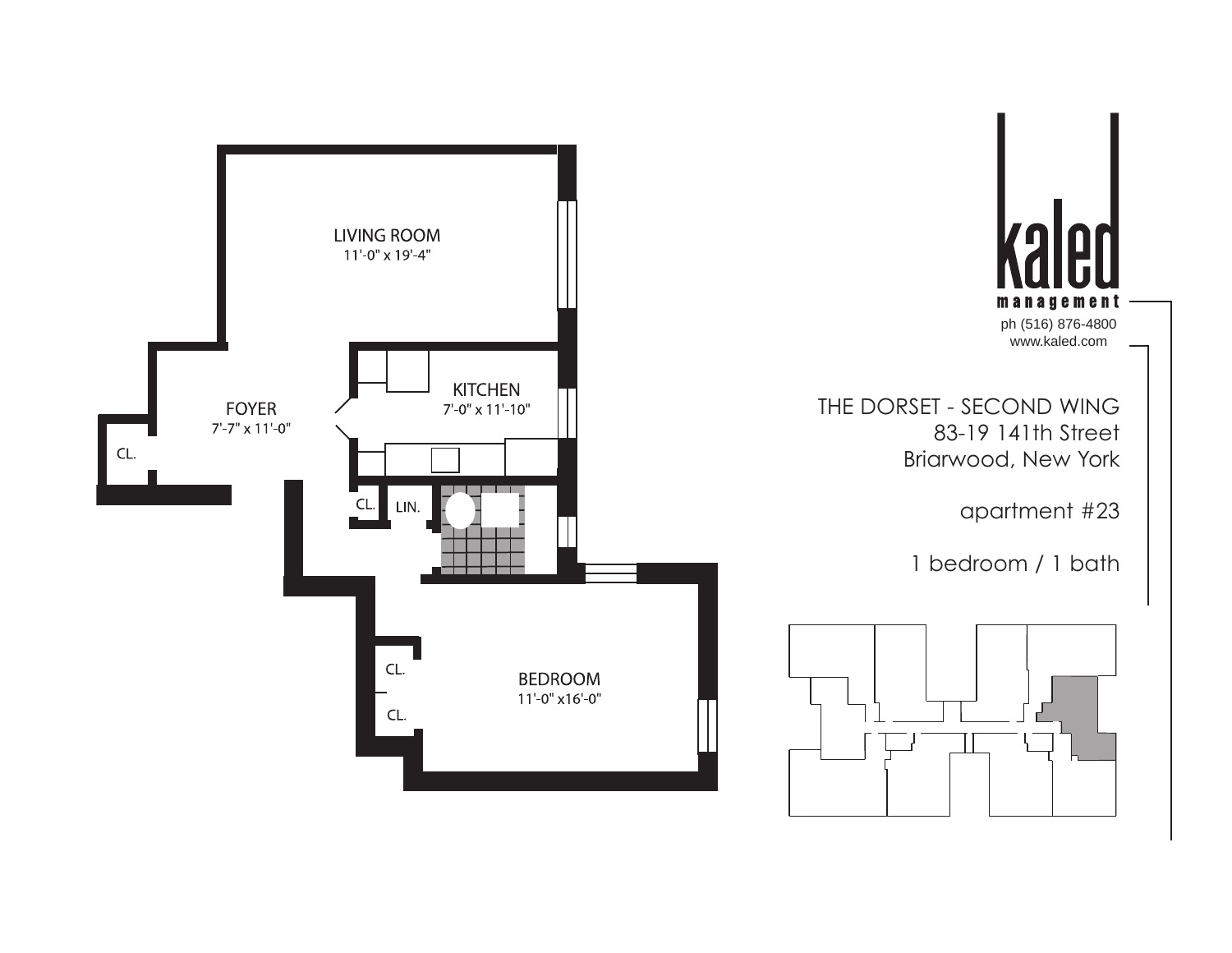LIVING ROOM
11'-0" x 19'-4"

FOYER
7'-7" x 11'-0"

KITCHEN
7'-0" x 11'-10"

CL.

CL.

LIN.

CL.

CL.

BEDROOM
11'-0" x16'-0"

kaled
management
ph (516) 876-4800
www.kaled.com

THE DORSET - SECOND WING
83-19 141th Street
Briarwood, New York

apartment #23

1 bedroom / 1 bath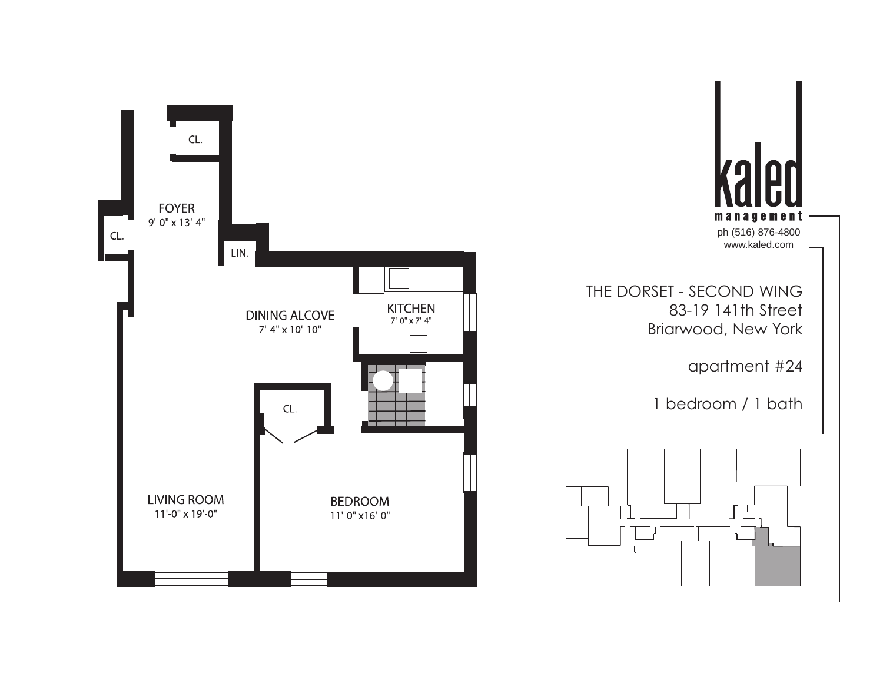FOYER
9'-0" x 13'-4"

CL.

CL.

LIN.

DINING ALCOVE
7'-4" x 10'-10"

KITCHEN
7'-0" x 7'-4"

CL.

LIVING ROOM
11'-0" x 19'-0"

BEDROOM
11'-0" x16'-0"

kaled
management
ph (516) 876-4800
www.kaled.com

THE DORSET - SECOND WING
83-19 141th Street
Briarwood, New York

apartment #24

1 bedroom / 1 bath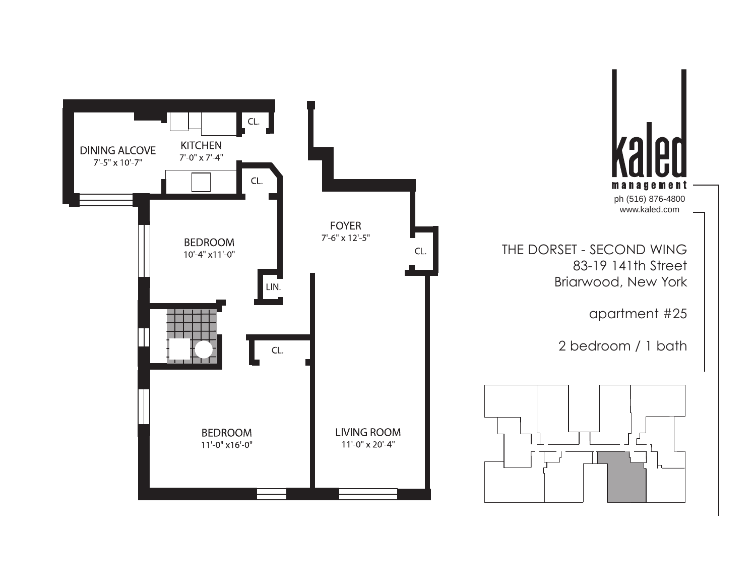DINING ALCOVE
7'-5" x 10'-7"

KITCHEN
7'-0" x 7'-4"

CL.

CL.

FOYER
7'-6" x 12'-5"

CL.

BEDROOM
10'-4" x11'-0"

LIN.

CL.

BEDROOM
11'-0" x16'-0"

LIVING ROOM
11'-0" x 20'-4"

kaled
management
ph (516) 876-4800
www.kaled.com

THE DORSET - SECOND WING
83-19 141th Street
Briarwood, New York

apartment #25

2 bedroom / 1 bath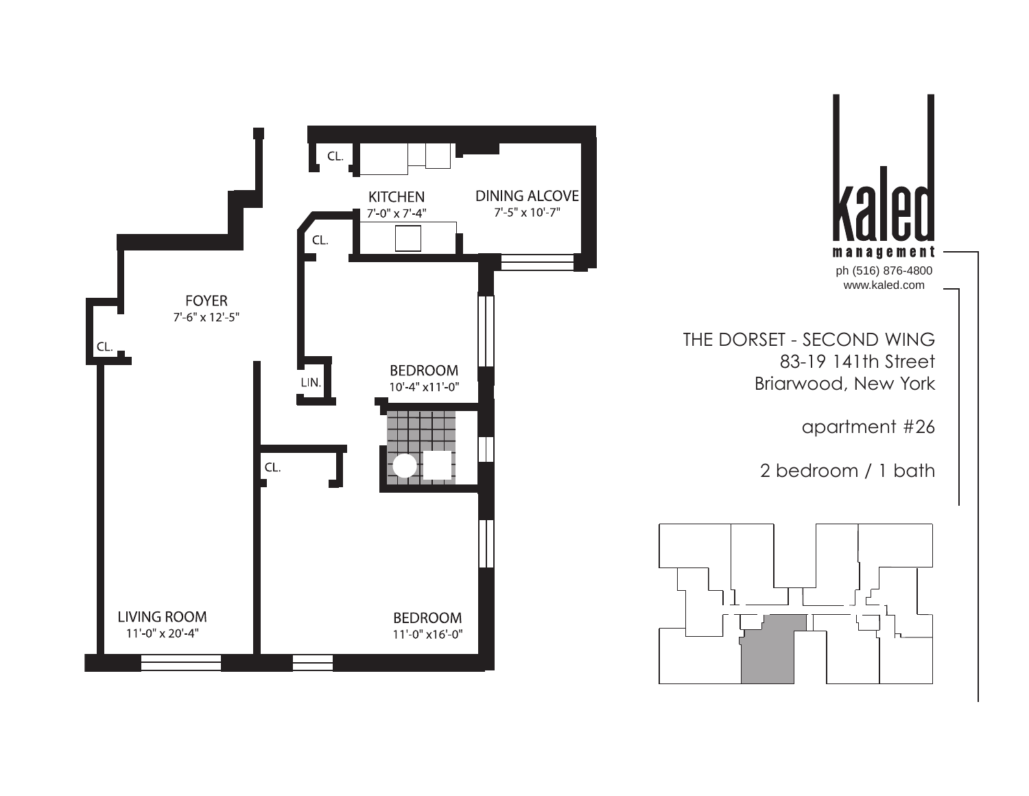KITCHEN
7'-0" x 7'-4"

DINING ALCOVE
7'-5" x 10'-7"

CL.

CL.

FOYER
7'-6" x 12'-5"

CL.

BEDROOM
10'-4" x11'-0"

LIN.

CL.

LIVING ROOM
11'-0" x 20'-4"

BEDROOM
11'-0" x16'-0"

kaled
management
ph (516) 876-4800
www.kaled.com

THE DORSET - SECOND WING
83-19 141th Street
Briarwood, New York

apartment #26

2 bedroom / 1 bath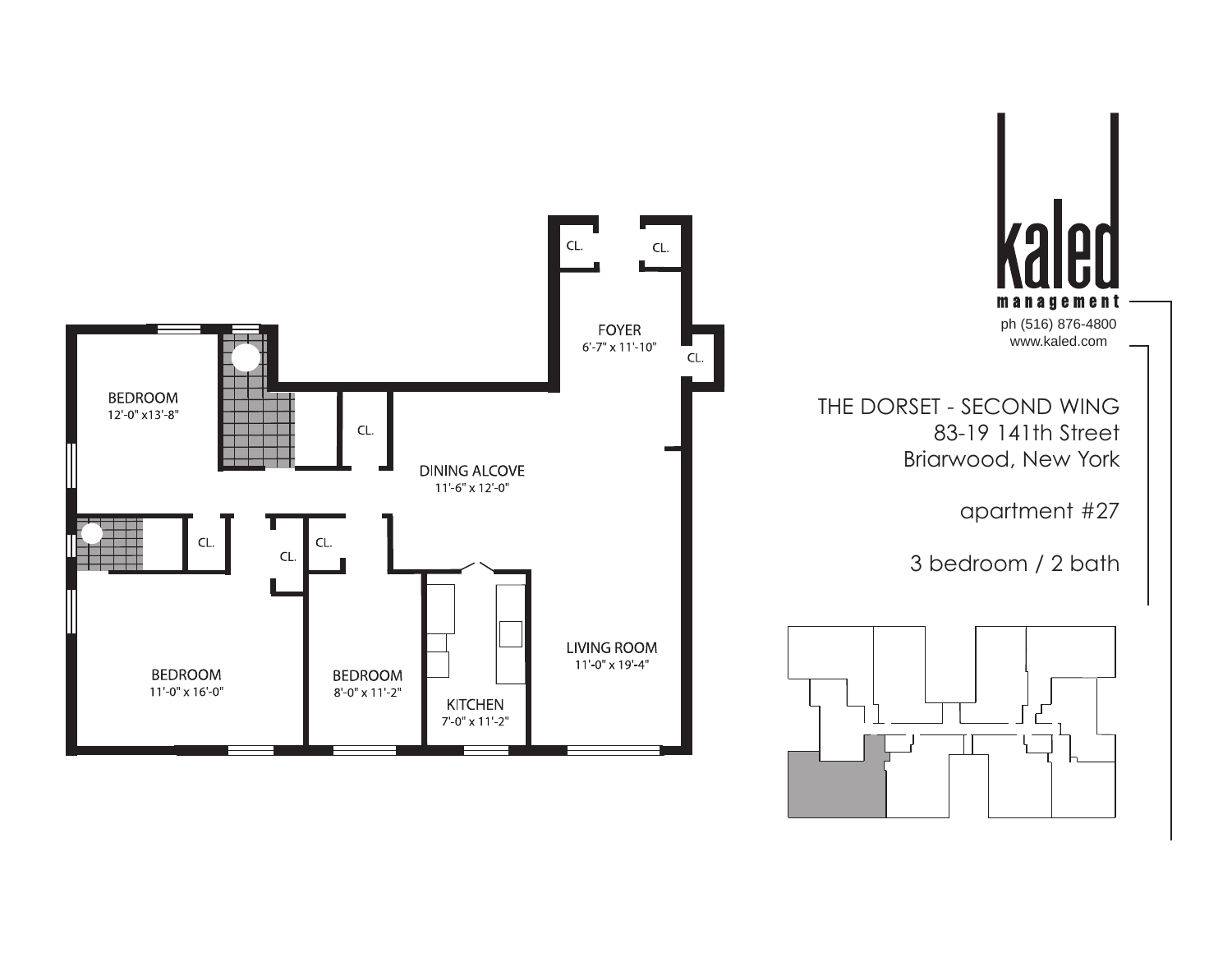kaled
management
ph (516) 876-4800
www.kaled.com

THE DORSET - SECOND WING
83-19 141th Street
Briarwood, New York

apartment #27

3 bedroom / 2 bath

CL.

CL.

FOYER
6'-7" x 11'-10"

CL.

BEDROOM
12'-0" x13'-8"

CL.

DINING ALCOVE
11'-6" x 12'-0"

CL.

CL.

CL.

LIVING ROOM
11'-0" x 19'-4"

BEDROOM
11'-0" x 16'-0"

BEDROOM
8'-0" x 11'-2"

KITCHEN
7'-0" x 11'-2"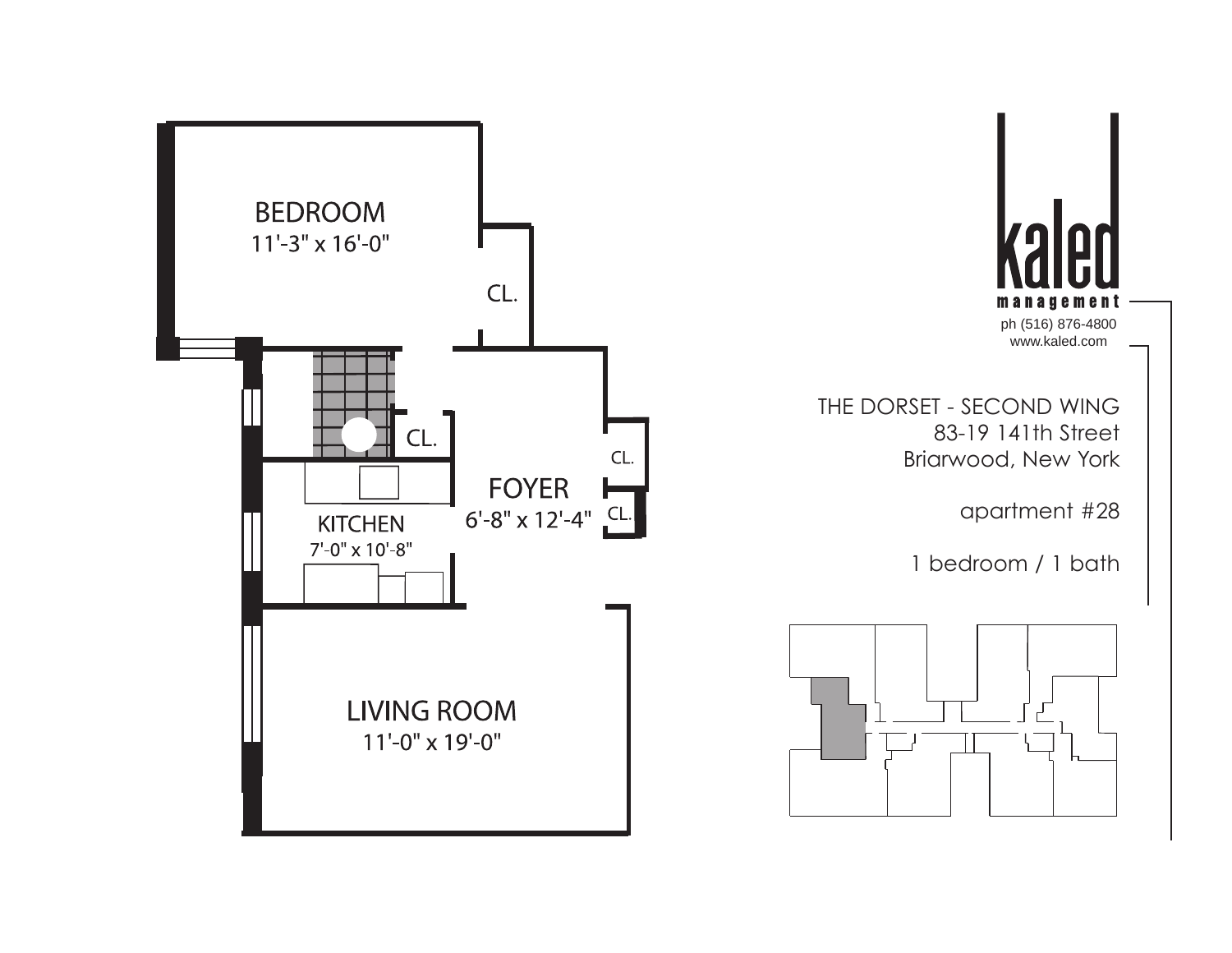BEDROOM
11'-3" x 16'-0"

CL.

CL.

CL.

FOYER
6'-8" x 12'-4"

CL.

KITCHEN
7'-0" x 10'-8"

LIVING ROOM
11'-0" x 19'-0"

kaled
management
ph (516) 876-4800
www.kaled.com

THE DORSET - SECOND WING
83-19 141th Street
Briarwood, New York

apartment #28

1 bedroom / 1 bath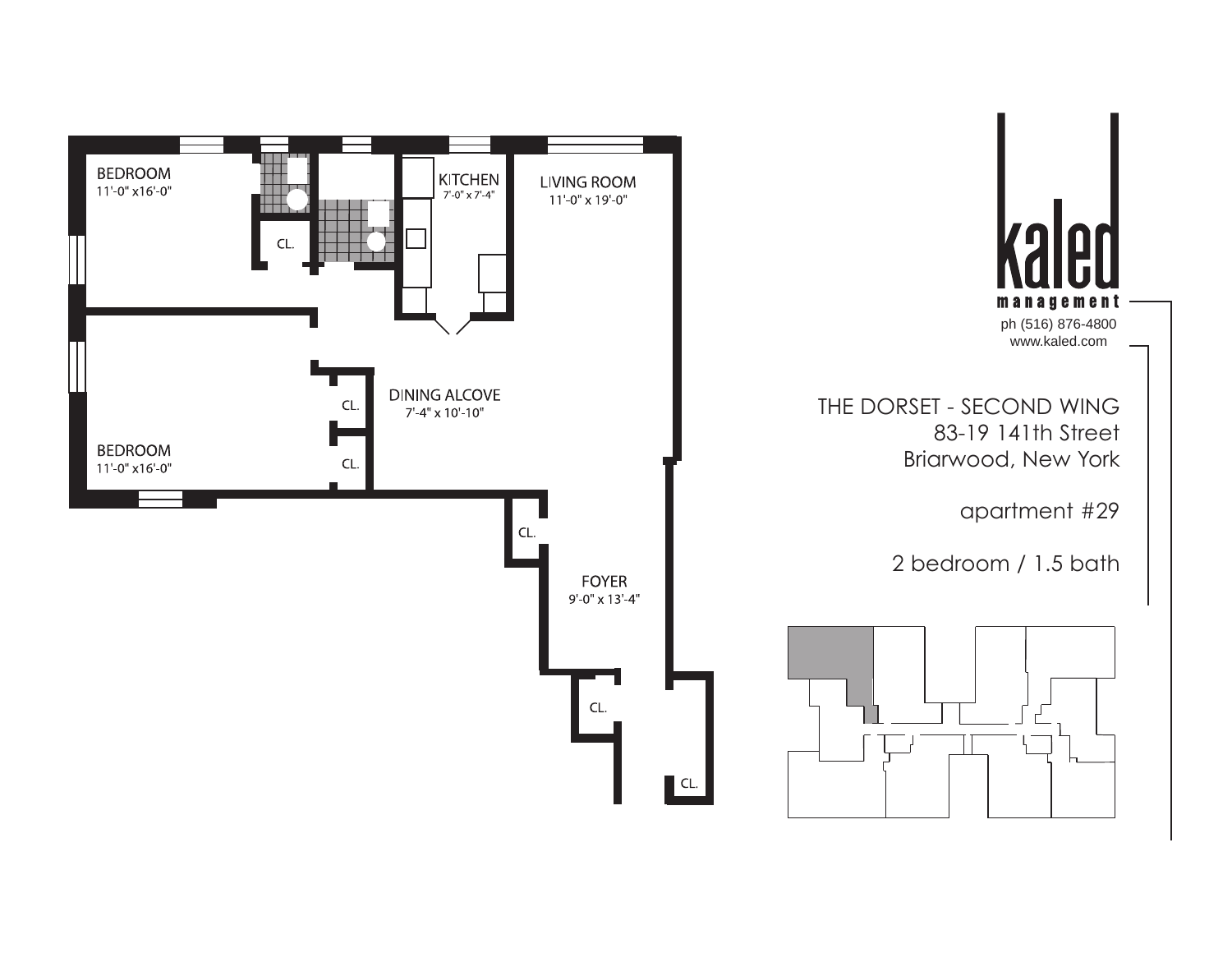BEDROOM
11'-0" x16'-0"

CL.

KITCHEN
7'-0" x 7'-4"

LIVING ROOM
11'-0" x 19'-0"

DINING ALCOVE
7'-4" x 10'-10"

CL.

CL.

BEDROOM
11'-0" x16'-0"

CL.

FOYER
9'-0" x 13'-4"

CL.

CL.

**kaled**
**management**

ph (516) 876-4800
www.kaled.com

THE DORSET - SECOND WING
83-19 141th Street
Briarwood, New York

apartment #29

2 bedroom / 1.5 bath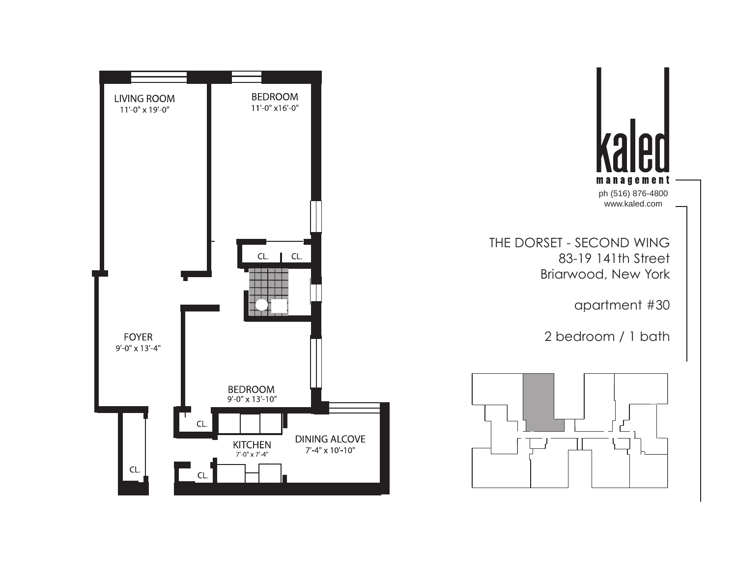LIVING ROOM
11'-0" x 19'-0"

BEDROOM
11'-0" x16'-0"

CL. CL.

FOYER
9'-0" x 13'-4"

BEDROOM
9'-0" x 13'-10"

CL.

CL.

KITCHEN
7'-0" x 7'-4"

DINING ALCOVE
7'-4" x 10'-10"

CL.

kaled
management
ph (516) 876-4800
www.kaled.com

THE DORSET - SECOND WING
83-19 141th Street
Briarwood, New York

apartment #30

2 bedroom / 1 bath